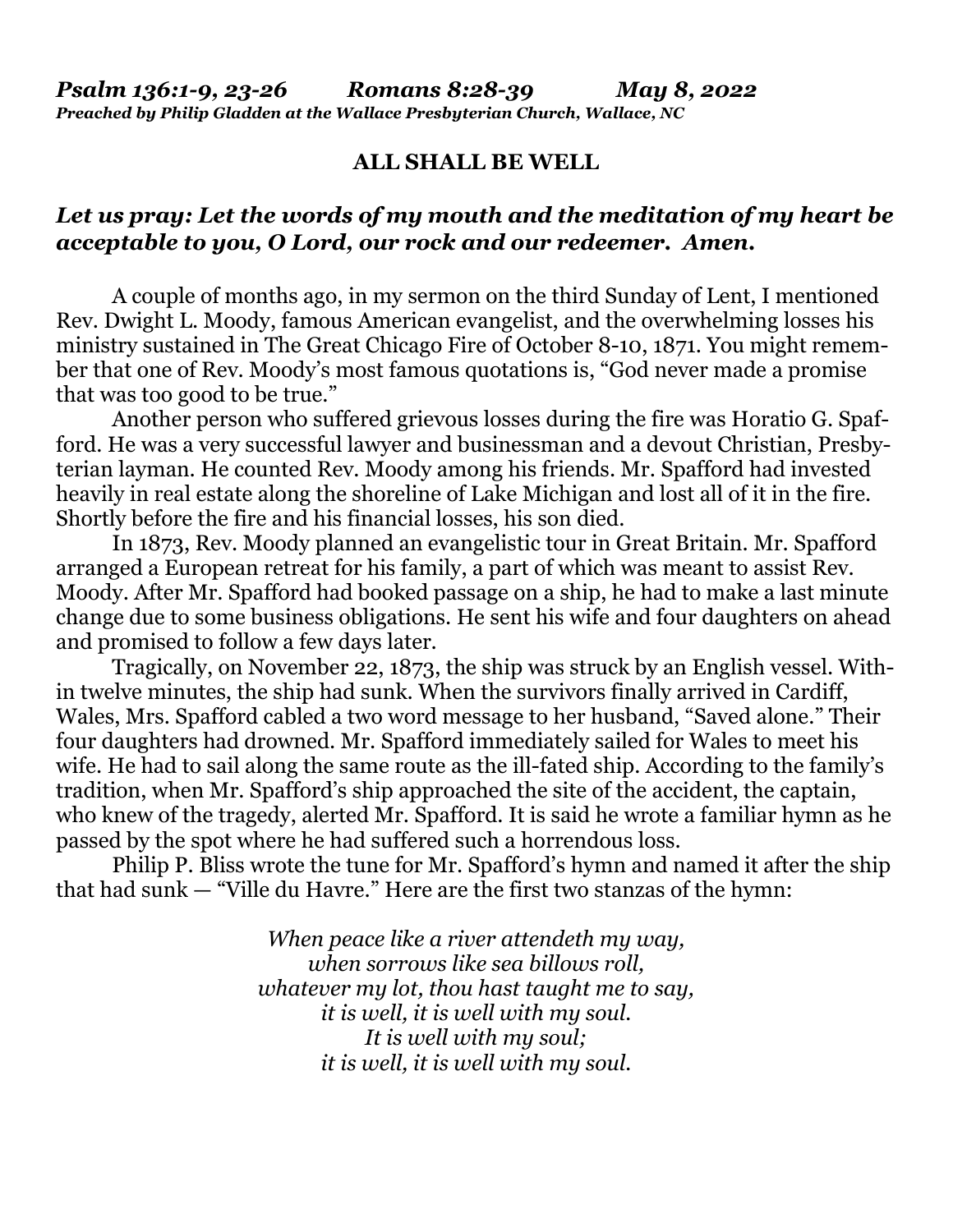***Psalm 136:1-9, 23-26 Romans 8:28-39 May 8, 2022***
***Preached by Philip Gladden at the Wallace Presbyterian Church, Wallace, NC***

## ALL SHALL BE WELL

***Let us pray: Let the words of my mouth and the meditation of my heart be acceptable to you, O Lord, our rock and our redeemer. Amen.***

A couple of months ago, in my sermon on the third Sunday of Lent, I mentioned Rev. Dwight L. Moody, famous American evangelist, and the overwhelming losses his ministry sustained in The Great Chicago Fire of October 8-10, 1871. You might remember that one of Rev. Moody's most famous quotations is, "God never made a promise that was too good to be true."

Another person who suffered grievous losses during the fire was Horatio G. Spafford. He was a very successful lawyer and businessman and a devout Christian, Presbyterian layman. He counted Rev. Moody among his friends. Mr. Spafford had invested heavily in real estate along the shoreline of Lake Michigan and lost all of it in the fire. Shortly before the fire and his financial losses, his son died.

In 1873, Rev. Moody planned an evangelistic tour in Great Britain. Mr. Spafford arranged a European retreat for his family, a part of which was meant to assist Rev. Moody. After Mr. Spafford had booked passage on a ship, he had to make a last minute change due to some business obligations. He sent his wife and four daughters on ahead and promised to follow a few days later.

Tragically, on November 22, 1873, the ship was struck by an English vessel. Within twelve minutes, the ship had sunk. When the survivors finally arrived in Cardiff, Wales, Mrs. Spafford cabled a two word message to her husband, "Saved alone." Their four daughters had drowned. Mr. Spafford immediately sailed for Wales to meet his wife. He had to sail along the same route as the ill-fated ship. According to the family's tradition, when Mr. Spafford's ship approached the site of the accident, the captain, who knew of the tragedy, alerted Mr. Spafford. It is said he wrote a familiar hymn as he passed by the spot where he had suffered such a horrendous loss.

Philip P. Bliss wrote the tune for Mr. Spafford's hymn and named it after the ship that had sunk — "Ville du Havre." Here are the first two stanzas of the hymn:

*When peace like a river attendeth my way,*
*when sorrows like sea billows roll,*
*whatever my lot, thou hast taught me to say,*
*it is well, it is well with my soul.*
*It is well with my soul;*
*it is well, it is well with my soul.*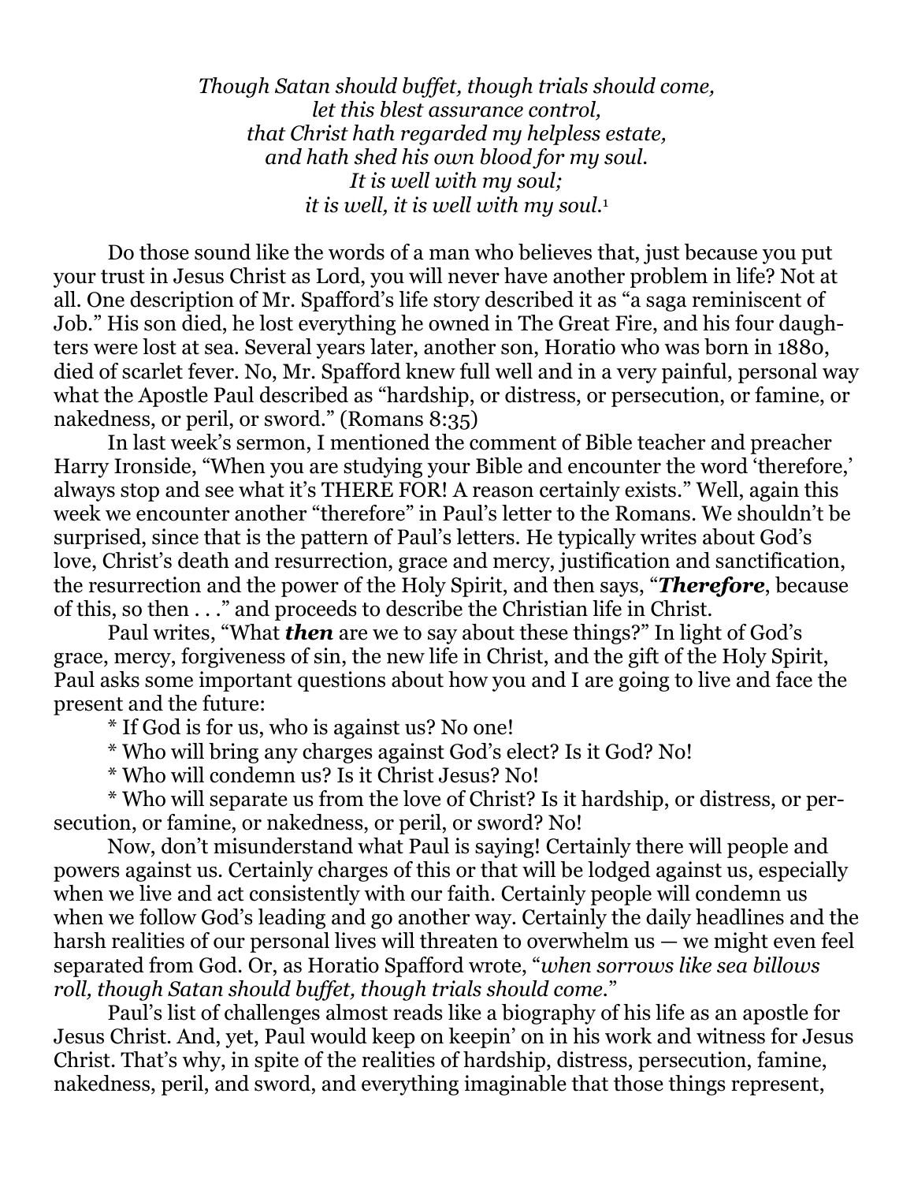*Though Satan should buffet, though trials should come,*
*let this blest assurance control,*
*that Christ hath regarded my helpless estate,*
*and hath shed his own blood for my soul.*
*It is well with my soul;*
*it is well, it is well with my soul.*[1]

Do those sound like the words of a man who believes that, just because you put your trust in Jesus Christ as Lord, you will never have another problem in life? Not at all. One description of Mr. Spafford's life story described it as "a saga reminiscent of Job." His son died, he lost everything he owned in The Great Fire, and his four daughters were lost at sea. Several years later, another son, Horatio who was born in 1880, died of scarlet fever. No, Mr. Spafford knew full well and in a very painful, personal way what the Apostle Paul described as "hardship, or distress, or persecution, or famine, or nakedness, or peril, or sword." (Romans 8:35)

In last week's sermon, I mentioned the comment of Bible teacher and preacher Harry Ironside, "When you are studying your Bible and encounter the word 'therefore,' always stop and see what it's THERE FOR! A reason certainly exists." Well, again this week we encounter another "therefore" in Paul's letter to the Romans. We shouldn't be surprised, since that is the pattern of Paul's letters. He typically writes about God's love, Christ's death and resurrection, grace and mercy, justification and sanctification, the resurrection and the power of the Holy Spirit, and then says, "***Therefore***, because of this, so then . . ." and proceeds to describe the Christian life in Christ.

Paul writes, "What ***then*** are we to say about these things?" In light of God's grace, mercy, forgiveness of sin, the new life in Christ, and the gift of the Holy Spirit, Paul asks some important questions about how you and I are going to live and face the present and the future:

* If God is for us, who is against us? No one!
* Who will bring any charges against God's elect? Is it God? No!
* Who will condemn us? Is it Christ Jesus? No!
* Who will separate us from the love of Christ? Is it hardship, or distress, or persecution, or famine, or nakedness, or peril, or sword? No!

Now, don't misunderstand what Paul is saying! Certainly there will people and powers against us. Certainly charges of this or that will be lodged against us, especially when we live and act consistently with our faith. Certainly people will condemn us when we follow God's leading and go another way. Certainly the daily headlines and the harsh realities of our personal lives will threaten to overwhelm us — we might even feel separated from God. Or, as Horatio Spafford wrote, "*when sorrows like sea billows roll, though Satan should buffet, though trials should come.*"

Paul's list of challenges almost reads like a biography of his life as an apostle for Jesus Christ. And, yet, Paul would keep on keepin' on in his work and witness for Jesus Christ. That's why, in spite of the realities of hardship, distress, persecution, famine, nakedness, peril, and sword, and everything imaginable that those things represent,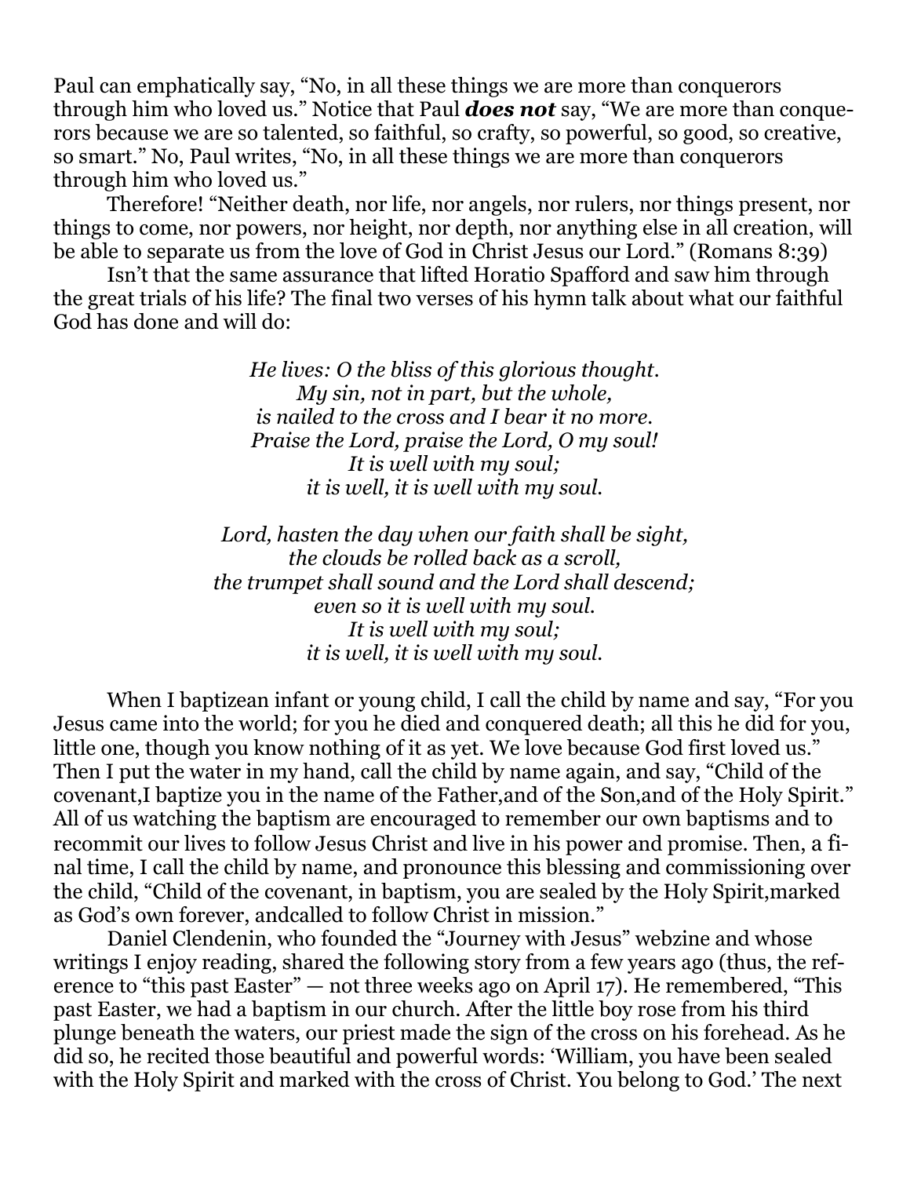Paul can emphatically say, "No, in all these things we are more than conquerors through him who loved us." Notice that Paul ***does not*** say, "We are more than conquerors because we are so talented, so faithful, so crafty, so powerful, so good, so creative, so smart." No, Paul writes, "No, in all these things we are more than conquerors through him who loved us."

Therefore! "Neither death, nor life, nor angels, nor rulers, nor things present, nor things to come, nor powers, nor height, nor depth, nor anything else in all creation, will be able to separate us from the love of God in Christ Jesus our Lord." (Romans 8:39)

Isn't that the same assurance that lifted Horatio Spafford and saw him through the great trials of his life? The final two verses of his hymn talk about what our faithful God has done and will do:

*He lives: O the bliss of this glorious thought.*
*My sin, not in part, but the whole,*
*is nailed to the cross and I bear it no more.*
*Praise the Lord, praise the Lord, O my soul!*
*It is well with my soul;*
*it is well, it is well with my soul.*

*Lord, hasten the day when our faith shall be sight,*
*the clouds be rolled back as a scroll,*
*the trumpet shall sound and the Lord shall descend;*
*even so it is well with my soul.*
*It is well with my soul;*
*it is well, it is well with my soul.*

When I baptizean infant or young child, I call the child by name and say, "For you Jesus came into the world; for you he died and conquered death; all this he did for you, little one, though you know nothing of it as yet. We love because God first loved us." Then I put the water in my hand, call the child by name again, and say, "Child of the covenant,I baptize you in the name of the Father,and of the Son,and of the Holy Spirit." All of us watching the baptism are encouraged to remember our own baptisms and to recommit our lives to follow Jesus Christ and live in his power and promise. Then, a final time, I call the child by name, and pronounce this blessing and commissioning over the child, "Child of the covenant, in baptism, you are sealed by the Holy Spirit,marked as God's own forever, andcalled to follow Christ in mission."

Daniel Clendenin, who founded the "Journey with Jesus" webzine and whose writings I enjoy reading, shared the following story from a few years ago (thus, the reference to "this past Easter" — not three weeks ago on April 17). He remembered, "This past Easter, we had a baptism in our church. After the little boy rose from his third plunge beneath the waters, our priest made the sign of the cross on his forehead. As he did so, he recited those beautiful and powerful words: 'William, you have been sealed with the Holy Spirit and marked with the cross of Christ. You belong to God.' The next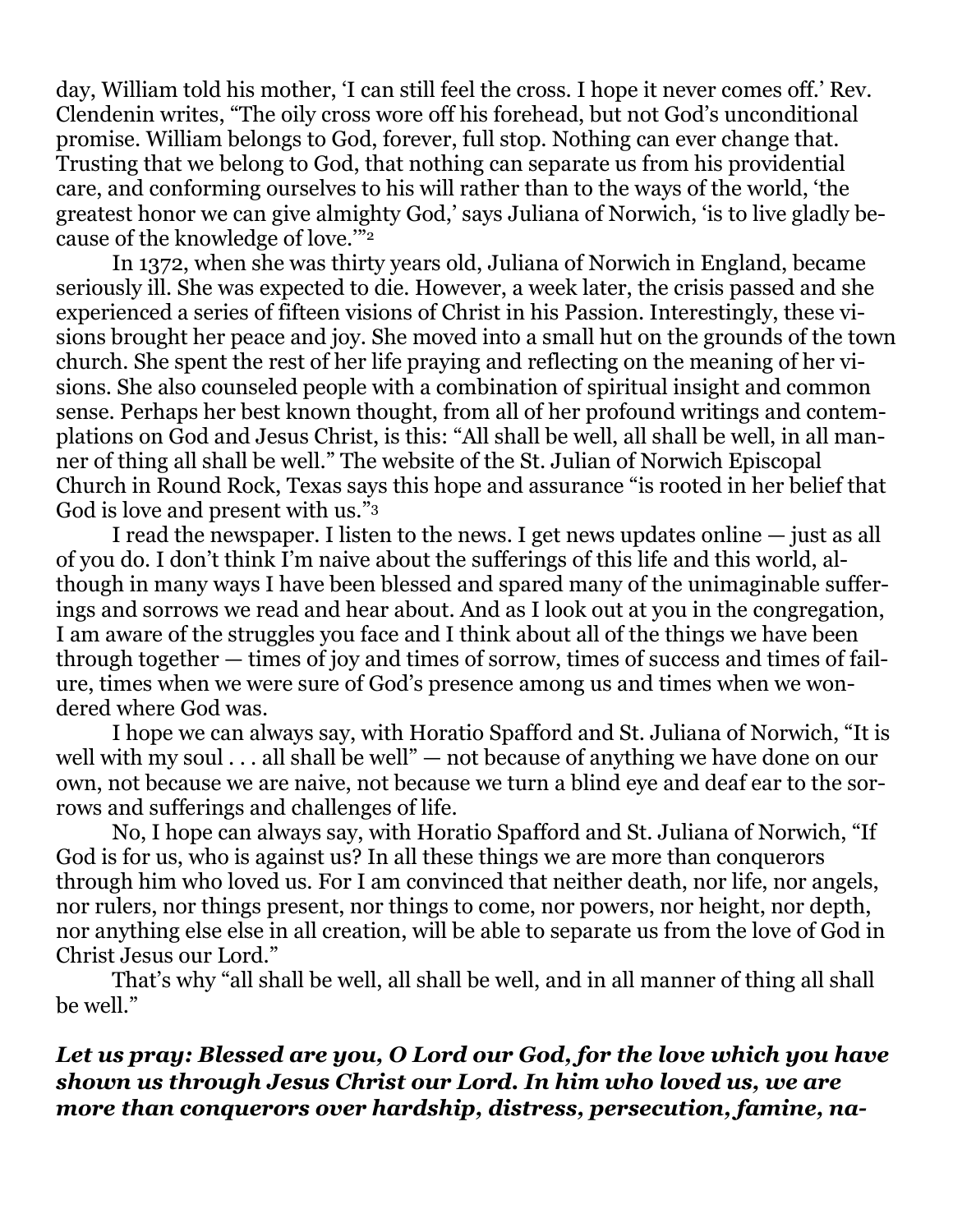day, William told his mother, 'I can still feel the cross. I hope it never comes off.' Rev. Clendenin writes, "The oily cross wore off his forehead, but not God's unconditional promise. William belongs to God, forever, full stop. Nothing can ever change that. Trusting that we belong to God, that nothing can separate us from his providential care, and conforming ourselves to his will rather than to the ways of the world, 'the greatest honor we can give almighty God,' says Juliana of Norwich, 'is to live gladly because of the knowledge of love.'"[2]

In 1372, when she was thirty years old, Juliana of Norwich in England, became seriously ill. She was expected to die. However, a week later, the crisis passed and she experienced a series of fifteen visions of Christ in his Passion. Interestingly, these visions brought her peace and joy. She moved into a small hut on the grounds of the town church. She spent the rest of her life praying and reflecting on the meaning of her visions. She also counseled people with a combination of spiritual insight and common sense. Perhaps her best known thought, from all of her profound writings and contemplations on God and Jesus Christ, is this: "All shall be well, all shall be well, in all manner of thing all shall be well." The website of the St. Julian of Norwich Episcopal Church in Round Rock, Texas says this hope and assurance "is rooted in her belief that God is love and present with us."[3]

I read the newspaper. I listen to the news. I get news updates online — just as all of you do. I don't think I'm naive about the sufferings of this life and this world, although in many ways I have been blessed and spared many of the unimaginable sufferings and sorrows we read and hear about. And as I look out at you in the congregation, I am aware of the struggles you face and I think about all of the things we have been through together — times of joy and times of sorrow, times of success and times of failure, times when we were sure of God's presence among us and times when we wondered where God was.

I hope we can always say, with Horatio Spafford and St. Juliana of Norwich, "It is well with my soul . . . all shall be well" — not because of anything we have done on our own, not because we are naive, not because we turn a blind eye and deaf ear to the sorrows and sufferings and challenges of life.

No, I hope can always say, with Horatio Spafford and St. Juliana of Norwich, "If God is for us, who is against us? In all these things we are more than conquerors through him who loved us. For I am convinced that neither death, nor life, nor angels, nor rulers, nor things present, nor things to come, nor powers, nor height, nor depth, nor anything else else in all creation, will be able to separate us from the love of God in Christ Jesus our Lord."

That's why "all shall be well, all shall be well, and in all manner of thing all shall be well."

***Let us pray: Blessed are you, O Lord our God, for the love which you have shown us through Jesus Christ our Lord. In him who loved us, we are more than conquerors over hardship, distress, persecution, famine, na-***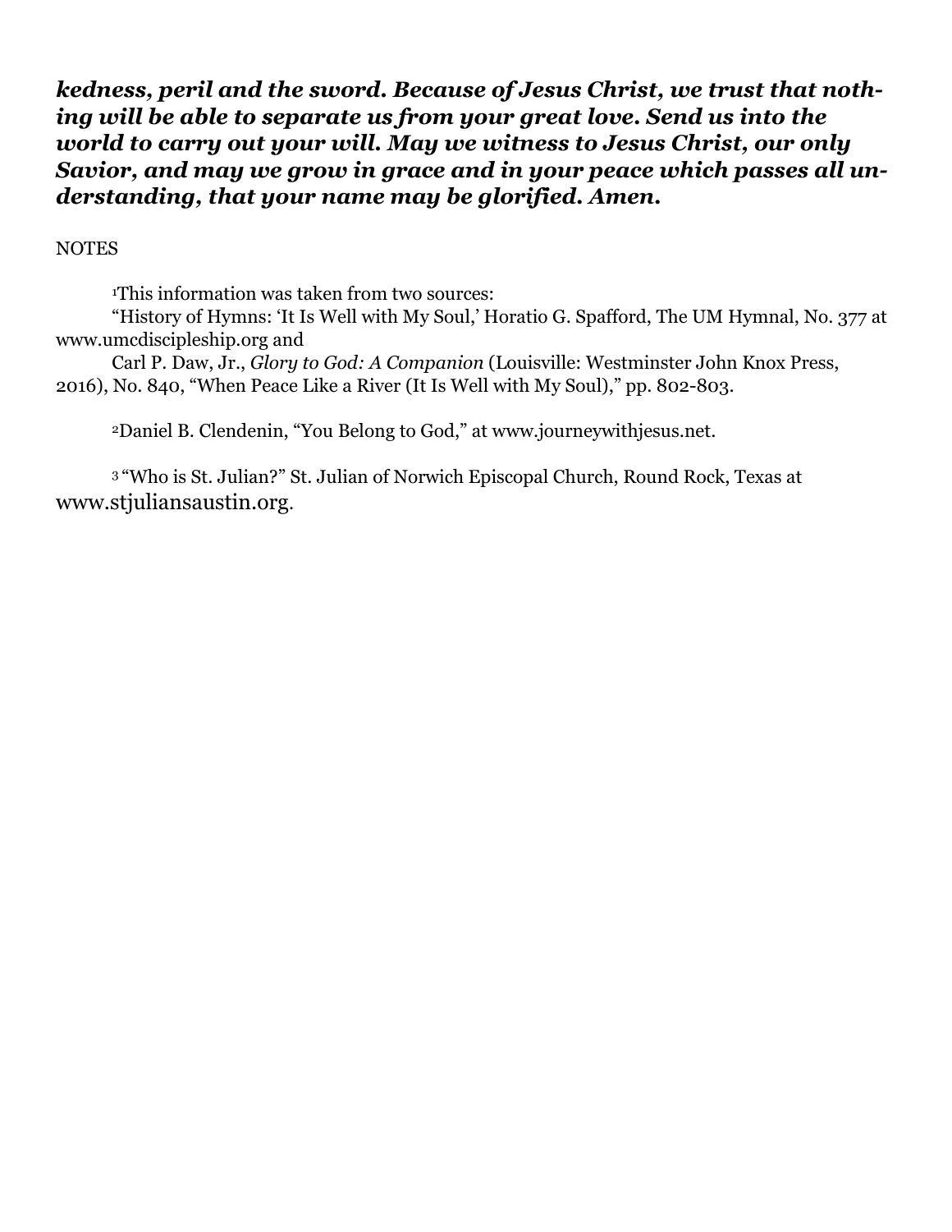***kedness, peril and the sword. Because of Jesus Christ, we trust that nothing will be able to separate us from your great love. Send us into the world to carry out your will. May we witness to Jesus Christ, our only Savior, and may we grow in grace and in your peace which passes all understanding, that your name may be glorified. Amen.***

NOTES

[1]This information was taken from two sources:

"History of Hymns: 'It Is Well with My Soul,' Horatio G. Spafford, The UM Hymnal, No. 377 at www.umcdiscipleship.org and

Carl P. Daw, Jr., *Glory to God: A Companion* (Louisville: Westminster John Knox Press, 2016), No. 840, "When Peace Like a River (It Is Well with My Soul)," pp. 802-803.

[2]Daniel B. Clendenin, "You Belong to God," at www.journeywithjesus.net.

[3] "Who is St. Julian?" St. Julian of Norwich Episcopal Church, Round Rock, Texas at www.stjuliansaustin.org.